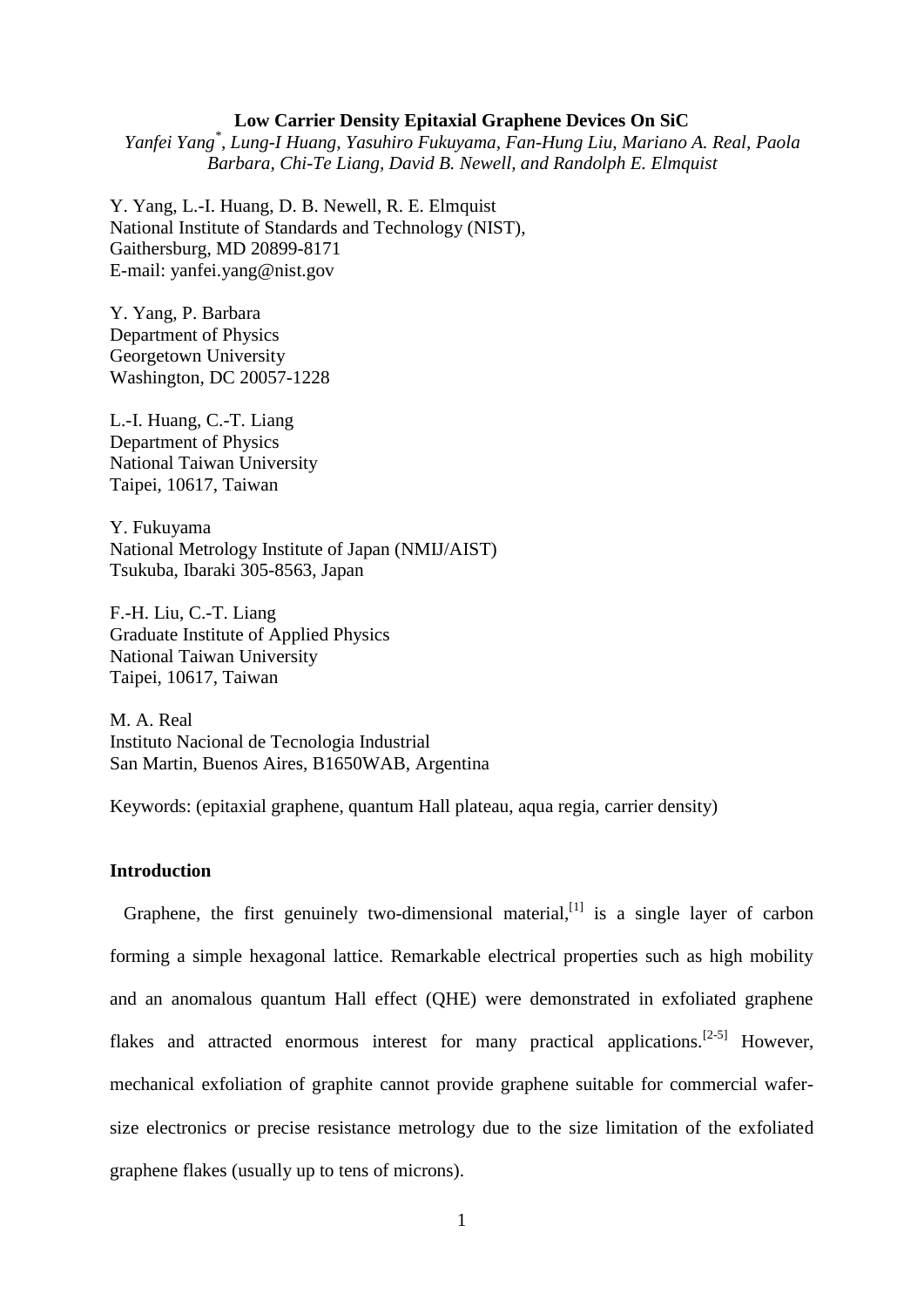# Low Carrier Density Epitaxial Graphene Devices On SiC

*Yanfei Yang\*, Lung-I Huang, Yasuhiro Fukuyama, Fan-Hung Liu, Mariano A. Real, Paola Barbara, Chi-Te Liang, David B. Newell, and Randolph E. Elmquist*

Y. Yang, L.-I. Huang, D. B. Newell, R. E. Elmquist
National Institute of Standards and Technology (NIST),
Gaithersburg, MD 20899-8171
E-mail: yanfei.yang@nist.gov

Y. Yang, P. Barbara
Department of Physics
Georgetown University
Washington, DC 20057-1228

L.-I. Huang, C.-T. Liang
Department of Physics
National Taiwan University
Taipei, 10617, Taiwan

Y. Fukuyama
National Metrology Institute of Japan (NMIJ/AIST)
Tsukuba, Ibaraki 305-8563, Japan

F.-H. Liu, C.-T. Liang
Graduate Institute of Applied Physics
National Taiwan University
Taipei, 10617, Taiwan

M. A. Real
Instituto Nacional de Tecnologia Industrial
San Martin, Buenos Aires, B1650WAB, Argentina

Keywords: (epitaxial graphene, quantum Hall plateau, aqua regia, carrier density)

## Introduction

Graphene, the first genuinely two-dimensional material,[1] is a single layer of carbon forming a simple hexagonal lattice. Remarkable electrical properties such as high mobility and an anomalous quantum Hall effect (QHE) were demonstrated in exfoliated graphene flakes and attracted enormous interest for many practical applications.[2-5] However, mechanical exfoliation of graphite cannot provide graphene suitable for commercial wafer-size electronics or precise resistance metrology due to the size limitation of the exfoliated graphene flakes (usually up to tens of microns).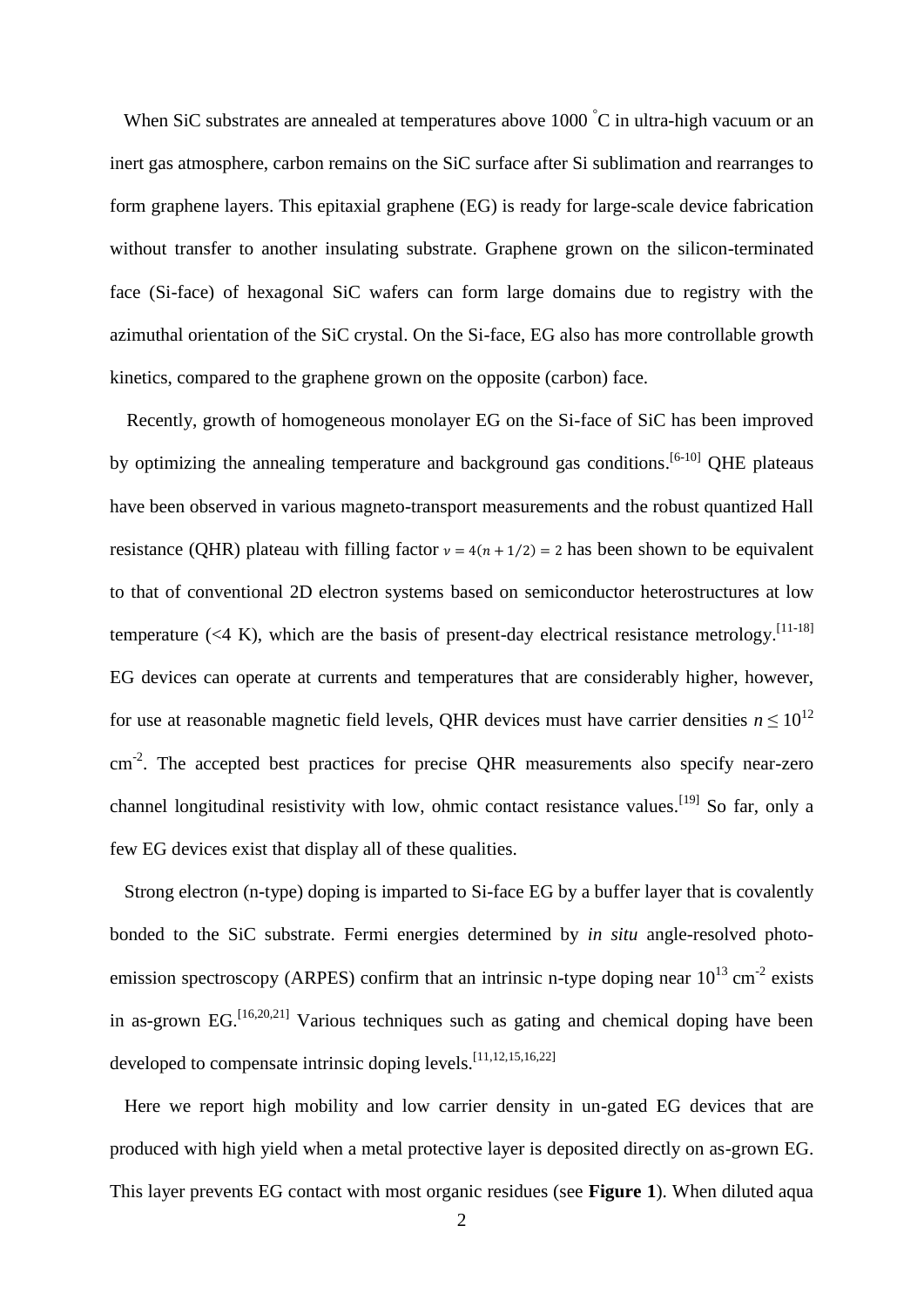When SiC substrates are annealed at temperatures above 1000 °C in ultra-high vacuum or an inert gas atmosphere, carbon remains on the SiC surface after Si sublimation and rearranges to form graphene layers. This epitaxial graphene (EG) is ready for large-scale device fabrication without transfer to another insulating substrate. Graphene grown on the silicon-terminated face (Si-face) of hexagonal SiC wafers can form large domains due to registry with the azimuthal orientation of the SiC crystal. On the Si-face, EG also has more controllable growth kinetics, compared to the graphene grown on the opposite (carbon) face.

Recently, growth of homogeneous monolayer EG on the Si-face of SiC has been improved by optimizing the annealing temperature and background gas conditions.[6-10] QHE plateaus have been observed in various magneto-transport measurements and the robust quantized Hall resistance (QHR) plateau with filling factor $\nu = 4(n + 1/2) = 2$ has been shown to be equivalent to that of conventional 2D electron systems based on semiconductor heterostructures at low temperature (<4 K), which are the basis of present-day electrical resistance metrology.[11-18] EG devices can operate at currents and temperatures that are considerably higher, however, for use at reasonable magnetic field levels, QHR devices must have carrier densities $n \leq 10^{12}$ cm$^{-2}$. The accepted best practices for precise QHR measurements also specify near-zero channel longitudinal resistivity with low, ohmic contact resistance values.[19] So far, only a few EG devices exist that display all of these qualities.

Strong electron (n-type) doping is imparted to Si-face EG by a buffer layer that is covalently bonded to the SiC substrate. Fermi energies determined by *in situ* angle-resolved photo-emission spectroscopy (ARPES) confirm that an intrinsic n-type doping near $10^{13}$ cm$^{-2}$ exists in as-grown EG.[16,20,21] Various techniques such as gating and chemical doping have been developed to compensate intrinsic doping levels.[11,12,15,16,22]

Here we report high mobility and low carrier density in un-gated EG devices that are produced with high yield when a metal protective layer is deposited directly on as-grown EG. This layer prevents EG contact with most organic residues (see **Figure 1**). When diluted aqua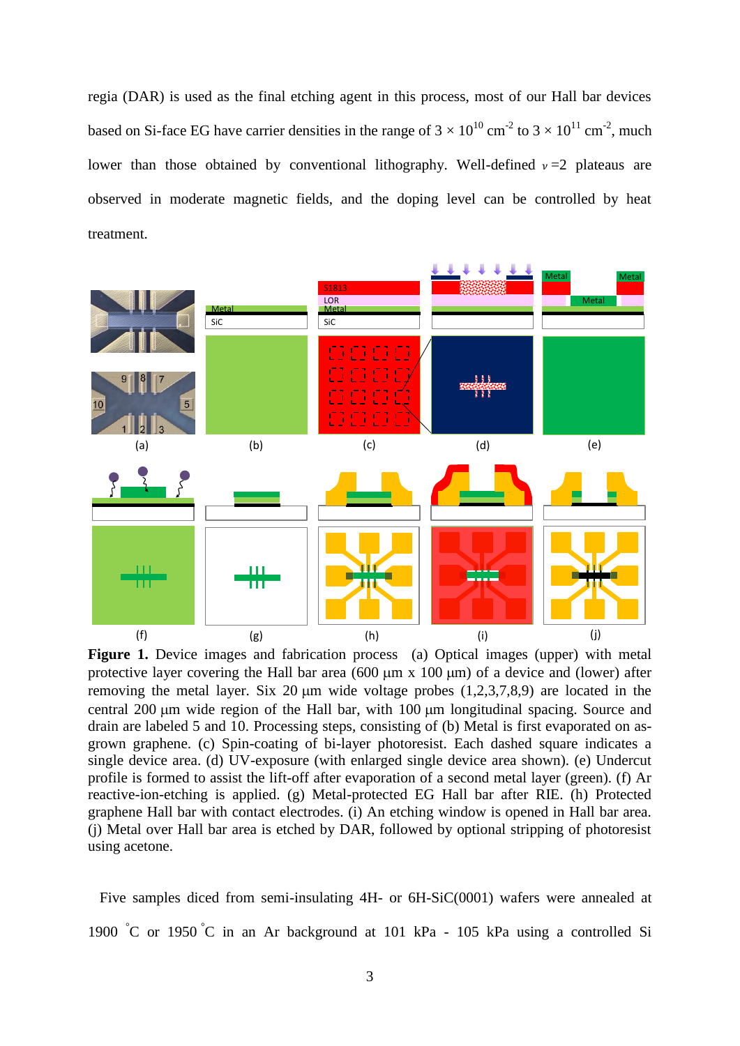regia (DAR) is used as the final etching agent in this process, most of our Hall bar devices based on Si-face EG have carrier densities in the range of $3 \times 10^{10}$ cm$^{-2}$ to $3 \times 10^{11}$ cm$^{-2}$, much lower than those obtained by conventional lithography. Well-defined $\nu = 2$ plateaus are observed in moderate magnetic fields, and the doping level can be controlled by heat treatment.

**Figure 1.** Device images and fabrication process (a) Optical images (upper) with metal protective layer covering the Hall bar area (600 μm x 100 μm) of a device and (lower) after removing the metal layer. Six 20 μm wide voltage probes (1,2,3,7,8,9) are located in the central 200 μm wide region of the Hall bar, with 100 μm longitudinal spacing. Source and drain are labeled 5 and 10. Processing steps, consisting of (b) Metal is first evaporated on as-grown graphene. (c) Spin-coating of bi-layer photoresist. Each dashed square indicates a single device area. (d) UV-exposure (with enlarged single device area shown). (e) Undercut profile is formed to assist the lift-off after evaporation of a second metal layer (green). (f) Ar reactive-ion-etching is applied. (g) Metal-protected EG Hall bar after RIE. (h) Protected graphene Hall bar with contact electrodes. (i) An etching window is opened in Hall bar area. (j) Metal over Hall bar area is etched by DAR, followed by optional stripping of photoresist using acetone.

Five samples diced from semi-insulating 4H- or 6H-SiC(0001) wafers were annealed at 1900 °C or 1950 °C in an Ar background at 101 kPa - 105 kPa using a controlled Si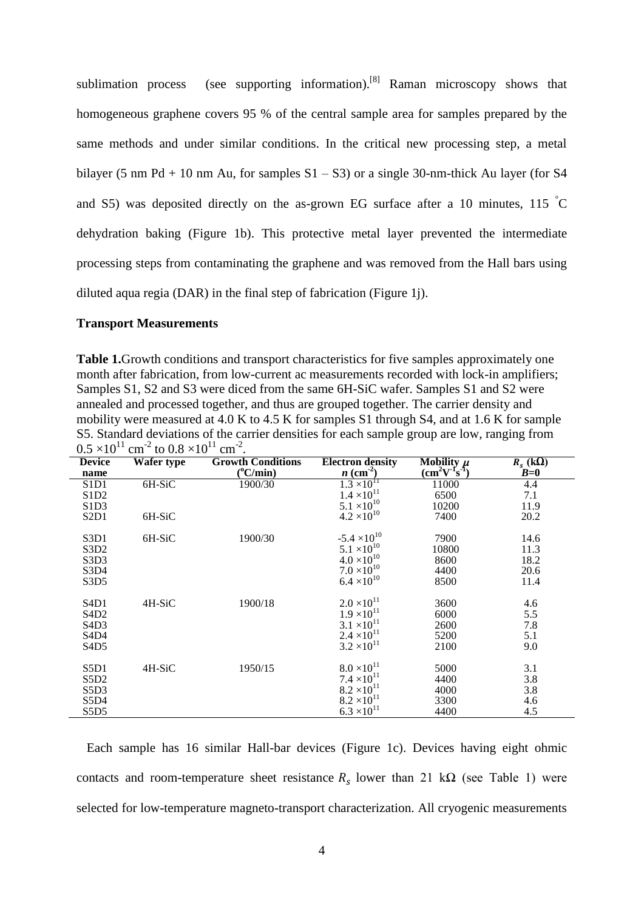sublimation process (see supporting information).[8] Raman microscopy shows that homogeneous graphene covers 95 % of the central sample area for samples prepared by the same methods and under similar conditions. In the critical new processing step, a metal bilayer (5 nm Pd + 10 nm Au, for samples S1 – S3) or a single 30-nm-thick Au layer (for S4 and S5) was deposited directly on the as-grown EG surface after a 10 minutes, 115 °C dehydration baking (Figure 1b). This protective metal layer prevented the intermediate processing steps from contaminating the graphene and was removed from the Hall bars using diluted aqua regia (DAR) in the final step of fabrication (Figure 1j).

## Transport Measurements

**Table 1.** Growth conditions and transport characteristics for five samples approximately one month after fabrication, from low-current ac measurements recorded with lock-in amplifiers; Samples S1, S2 and S3 were diced from the same 6H-SiC wafer. Samples S1 and S2 were annealed and processed together, and thus are grouped together. The carrier density and mobility were measured at 4.0 K to 4.5 K for samples S1 through S4, and at 1.6 K for sample S5. Standard deviations of the carrier densities for each sample group are low, ranging from $0.5 \times 10^{11}$ cm$^{-2}$ to $0.8 \times 10^{11}$ cm$^{-2}$.

| Device name | Wafer type | Growth Conditions (°C/min) | Electron density $n$ (cm$^{-2}$) | Mobility $\mu$ (cm$^2$V$^{-1}$s$^{-1}$) | $R_s$ (kΩ) $B$=0 |
|---|---|---|---|---|---|
| S1D1 | 6H-SiC | 1900/30 | $1.3 \times 10^{11}$ | 11000 | 4.4 |
| S1D2 | | | $1.4 \times 10^{11}$ | 6500 | 7.1 |
| S1D3 | | | $5.1 \times 10^{10}$ | 10200 | 11.9 |
| S2D1 | 6H-SiC | | $4.2 \times 10^{10}$ | 7400 | 20.2 |
| S3D1 | 6H-SiC | 1900/30 | $-5.4 \times 10^{10}$ | 7900 | 14.6 |
| S3D2 | | | $5.1 \times 10^{10}$ | 10800 | 11.3 |
| S3D3 | | | $4.0 \times 10^{10}$ | 8600 | 18.2 |
| S3D4 | | | $7.0 \times 10^{10}$ | 4400 | 20.6 |
| S3D5 | | | $6.4 \times 10^{10}$ | 8500 | 11.4 |
| S4D1 | 4H-SiC | 1900/18 | $2.0 \times 10^{11}$ | 3600 | 4.6 |
| S4D2 | | | $1.9 \times 10^{11}$ | 6000 | 5.5 |
| S4D3 | | | $3.1 \times 10^{11}$ | 2600 | 7.8 |
| S4D4 | | | $2.4 \times 10^{11}$ | 5200 | 5.1 |
| S4D5 | | | $3.2 \times 10^{11}$ | 2100 | 9.0 |
| S5D1 | 4H-SiC | 1950/15 | $8.0 \times 10^{11}$ | 5000 | 3.1 |
| S5D2 | | | $7.4 \times 10^{11}$ | 4400 | 3.8 |
| S5D3 | | | $8.2 \times 10^{11}$ | 4000 | 3.8 |
| S5D4 | | | $8.2 \times 10^{11}$ | 3300 | 4.6 |
| S5D5 | | | $6.3 \times 10^{11}$ | 4400 | 4.5 |

Each sample has 16 similar Hall-bar devices (Figure 1c). Devices having eight ohmic contacts and room-temperature sheet resistance $R_s$ lower than 21 kΩ (see Table 1) were selected for low-temperature magneto-transport characterization. All cryogenic measurements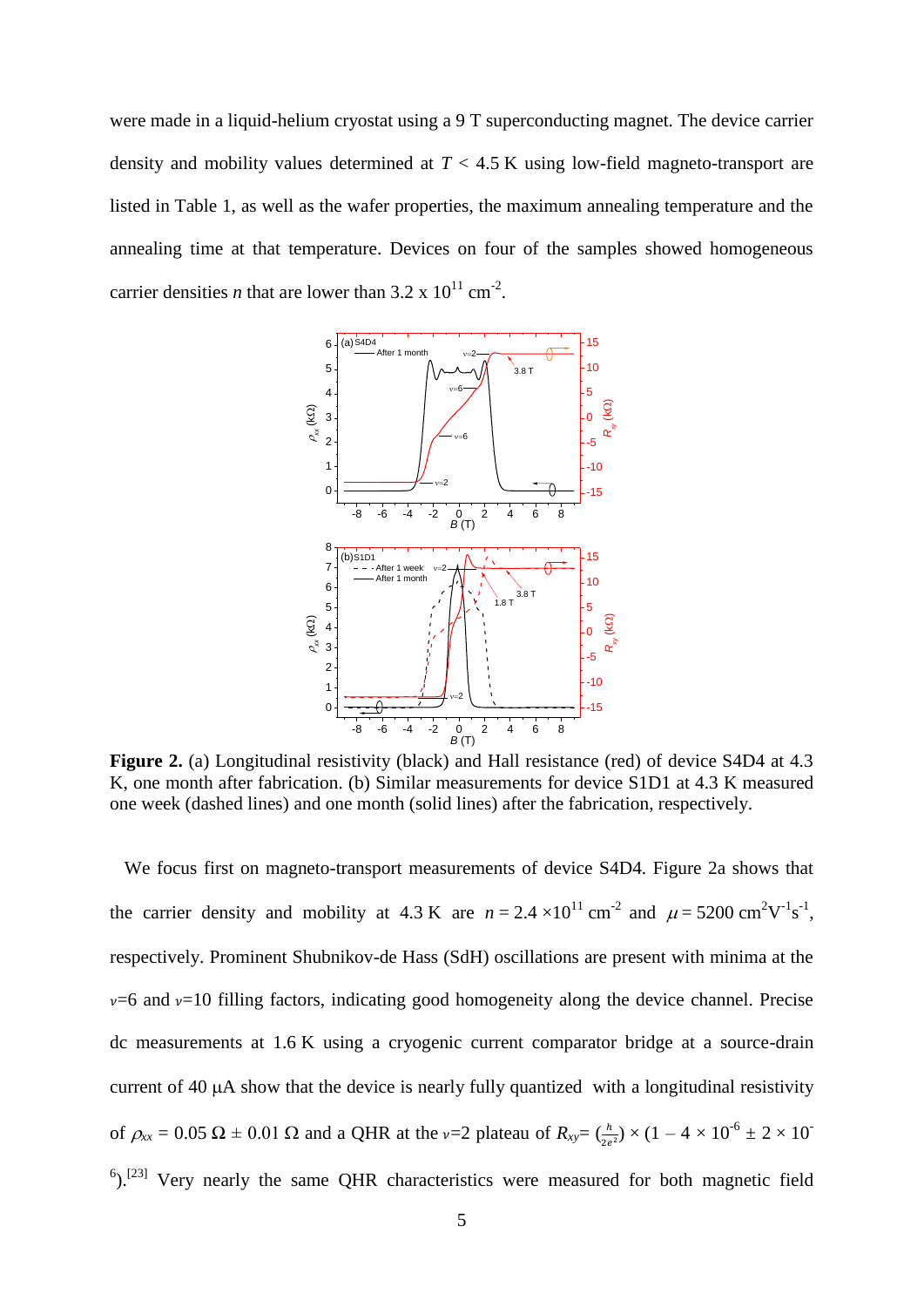were made in a liquid-helium cryostat using a 9 T superconducting magnet. The device carrier density and mobility values determined at $T$ < 4.5 K using low-field magneto-transport are listed in Table 1, as well as the wafer properties, the maximum annealing temperature and the annealing time at that temperature. Devices on four of the samples showed homogeneous carrier densities $n$ that are lower than 3.2 x $10^{11}$ $cm^{-2}$.

**Figure 2.** (a) Longitudinal resistivity (black) and Hall resistance (red) of device S4D4 at 4.3 K, one month after fabrication. (b) Similar measurements for device S1D1 at 4.3 K measured one week (dashed lines) and one month (solid lines) after the fabrication, respectively.

We focus first on magneto-transport measurements of device S4D4. Figure 2a shows that the carrier density and mobility at 4.3 K are $n = 2.4 \times 10^{11}$ $cm^{-2}$ and $\mu = 5200$ $cm^2V^{-1}s^{-1}$, respectively. Prominent Shubnikov-de Hass (SdH) oscillations are present with minima at the $\nu$=6 and $\nu$=10 filling factors, indicating good homogeneity along the device channel. Precise dc measurements at 1.6 K using a cryogenic current comparator bridge at a source-drain current of 40 μA show that the device is nearly fully quantized with a longitudinal resistivity of $\rho_{xx}$ = 0.05 Ω ± 0.01 Ω and a QHR at the $\nu$=2 plateau of $R_{xy}= (\frac{h}{2e^2}) \times (1 - 4 \times 10^{-6} \pm 2 \times 10^{-6})$.[23] Very nearly the same QHR characteristics were measured for both magnetic field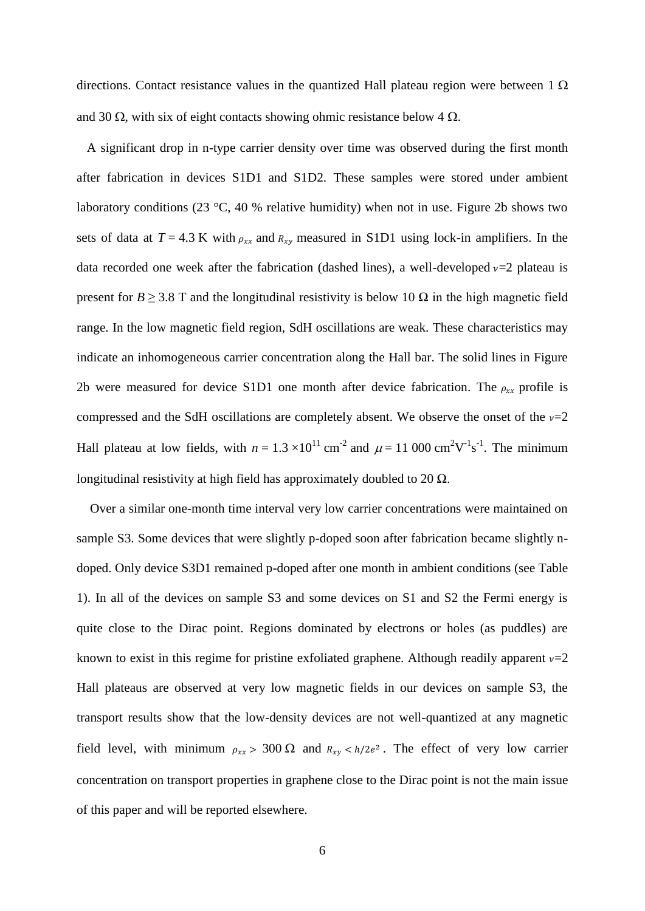directions. Contact resistance values in the quantized Hall plateau region were between 1 Ω and 30 Ω, with six of eight contacts showing ohmic resistance below 4 Ω.

A significant drop in n-type carrier density over time was observed during the first month after fabrication in devices S1D1 and S1D2. These samples were stored under ambient laboratory conditions (23 °C, 40 % relative humidity) when not in use. Figure 2b shows two sets of data at $T$ = 4.3 K with $\rho_{xx}$ and $R_{xy}$ measured in S1D1 using lock-in amplifiers. In the data recorded one week after the fabrication (dashed lines), a well-developed $\nu$=2 plateau is present for $B \geq 3.8$ T and the longitudinal resistivity is below 10 Ω in the high magnetic field range. In the low magnetic field region, SdH oscillations are weak. These characteristics may indicate an inhomogeneous carrier concentration along the Hall bar. The solid lines in Figure 2b were measured for device S1D1 one month after device fabrication. The $\rho_{xx}$ profile is compressed and the SdH oscillations are completely absent. We observe the onset of the $\nu$=2 Hall plateau at low fields, with $n = 1.3 \times 10^{11}$ cm$^{-2}$ and $\mu$ = 11 000 cm$^2$V$^{-1}$s$^{-1}$. The minimum longitudinal resistivity at high field has approximately doubled to 20 Ω.

Over a similar one-month time interval very low carrier concentrations were maintained on sample S3. Some devices that were slightly p-doped soon after fabrication became slightly n-doped. Only device S3D1 remained p-doped after one month in ambient conditions (see Table 1). In all of the devices on sample S3 and some devices on S1 and S2 the Fermi energy is quite close to the Dirac point. Regions dominated by electrons or holes (as puddles) are known to exist in this regime for pristine exfoliated graphene. Although readily apparent $\nu$=2 Hall plateaus are observed at very low magnetic fields in our devices on sample S3, the transport results show that the low-density devices are not well-quantized at any magnetic field level, with minimum $\rho_{xx} >$ 300 Ω and $R_{xy} < h/2e^2$. The effect of very low carrier concentration on transport properties in graphene close to the Dirac point is not the main issue of this paper and will be reported elsewhere.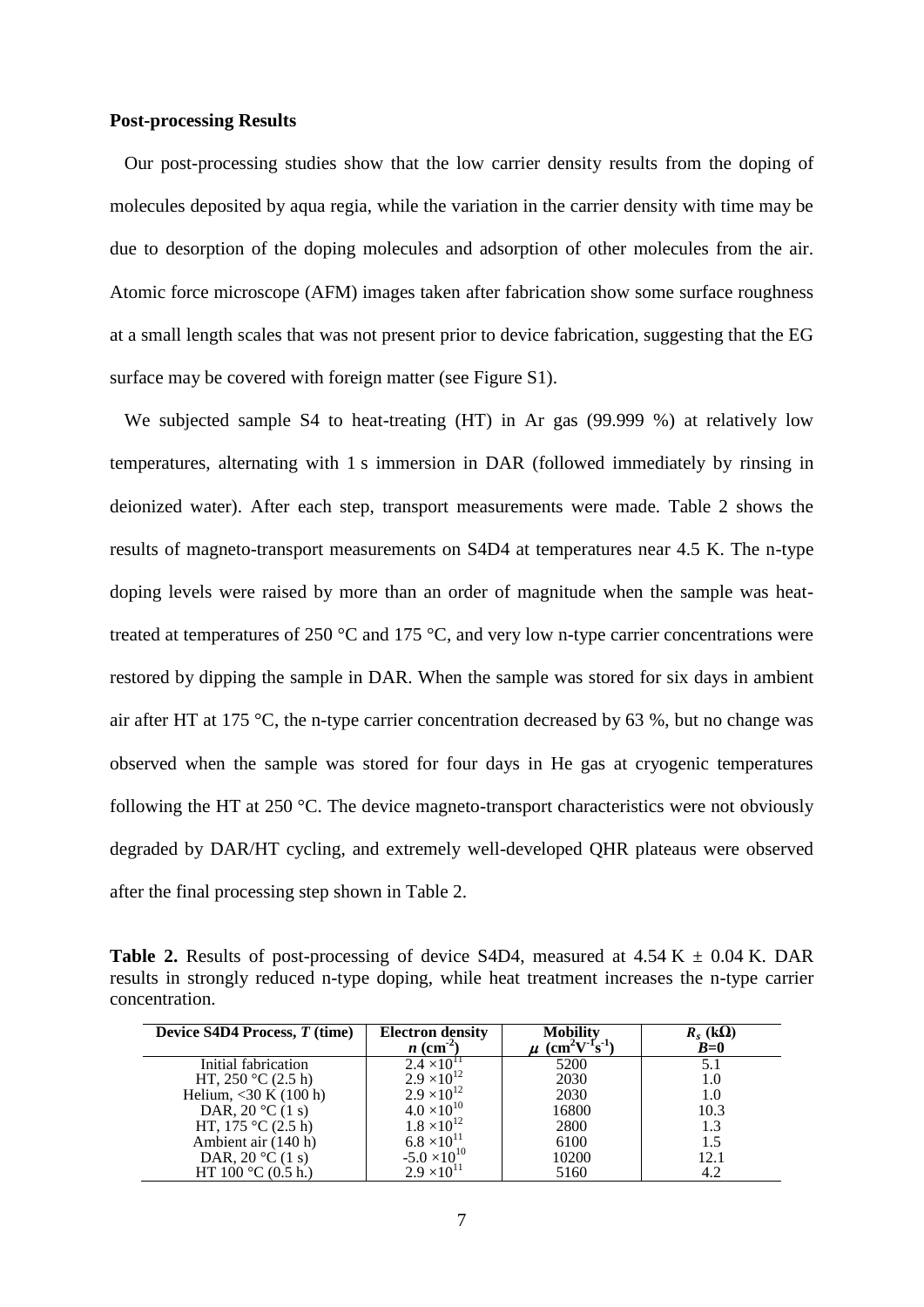**Post-processing Results**

Our post-processing studies show that the low carrier density results from the doping of molecules deposited by aqua regia, while the variation in the carrier density with time may be due to desorption of the doping molecules and adsorption of other molecules from the air. Atomic force microscope (AFM) images taken after fabrication show some surface roughness at a small length scales that was not present prior to device fabrication, suggesting that the EG surface may be covered with foreign matter (see Figure S1).

We subjected sample S4 to heat-treating (HT) in Ar gas (99.999 %) at relatively low temperatures, alternating with 1 s immersion in DAR (followed immediately by rinsing in deionized water). After each step, transport measurements were made. Table 2 shows the results of magneto-transport measurements on S4D4 at temperatures near 4.5 K. The n-type doping levels were raised by more than an order of magnitude when the sample was heat-treated at temperatures of 250 °C and 175 °C, and very low n-type carrier concentrations were restored by dipping the sample in DAR. When the sample was stored for six days in ambient air after HT at 175 °C, the n-type carrier concentration decreased by 63 %, but no change was observed when the sample was stored for four days in He gas at cryogenic temperatures following the HT at 250 °C. The device magneto-transport characteristics were not obviously degraded by DAR/HT cycling, and extremely well-developed QHR plateaus were observed after the final processing step shown in Table 2.

**Table 2.** Results of post-processing of device S4D4, measured at 4.54 K ± 0.04 K. DAR results in strongly reduced n-type doping, while heat treatment increases the n-type carrier concentration.

| Device S4D4 Process, $T$ (time) | Electron density $n$ ($cm^{-2}$) | Mobility $\mu$ ($cm^2V^{-1}s^{-1}$) | $R_s$ (kΩ) $B$=0 |
|---|---|---|---|
| Initial fabrication | $2.4 \times 10^{11}$ | 5200 | 5.1 |
| HT, 250 °C (2.5 h) | $2.9 \times 10^{12}$ | 2030 | 1.0 |
| Helium, <30 K (100 h) | $2.9 \times 10^{12}$ | 2030 | 1.0 |
| DAR, 20 °C (1 s) | $4.0 \times 10^{10}$ | 16800 | 10.3 |
| HT, 175 °C (2.5 h) | $1.8 \times 10^{12}$ | 2800 | 1.3 |
| Ambient air (140 h) | $6.8 \times 10^{11}$ | 6100 | 1.5 |
| DAR, 20 °C (1 s) | $-5.0 \times 10^{10}$ | 10200 | 12.1 |
| HT 100 °C (0.5 h.) | $2.9 \times 10^{11}$ | 5160 | 4.2 |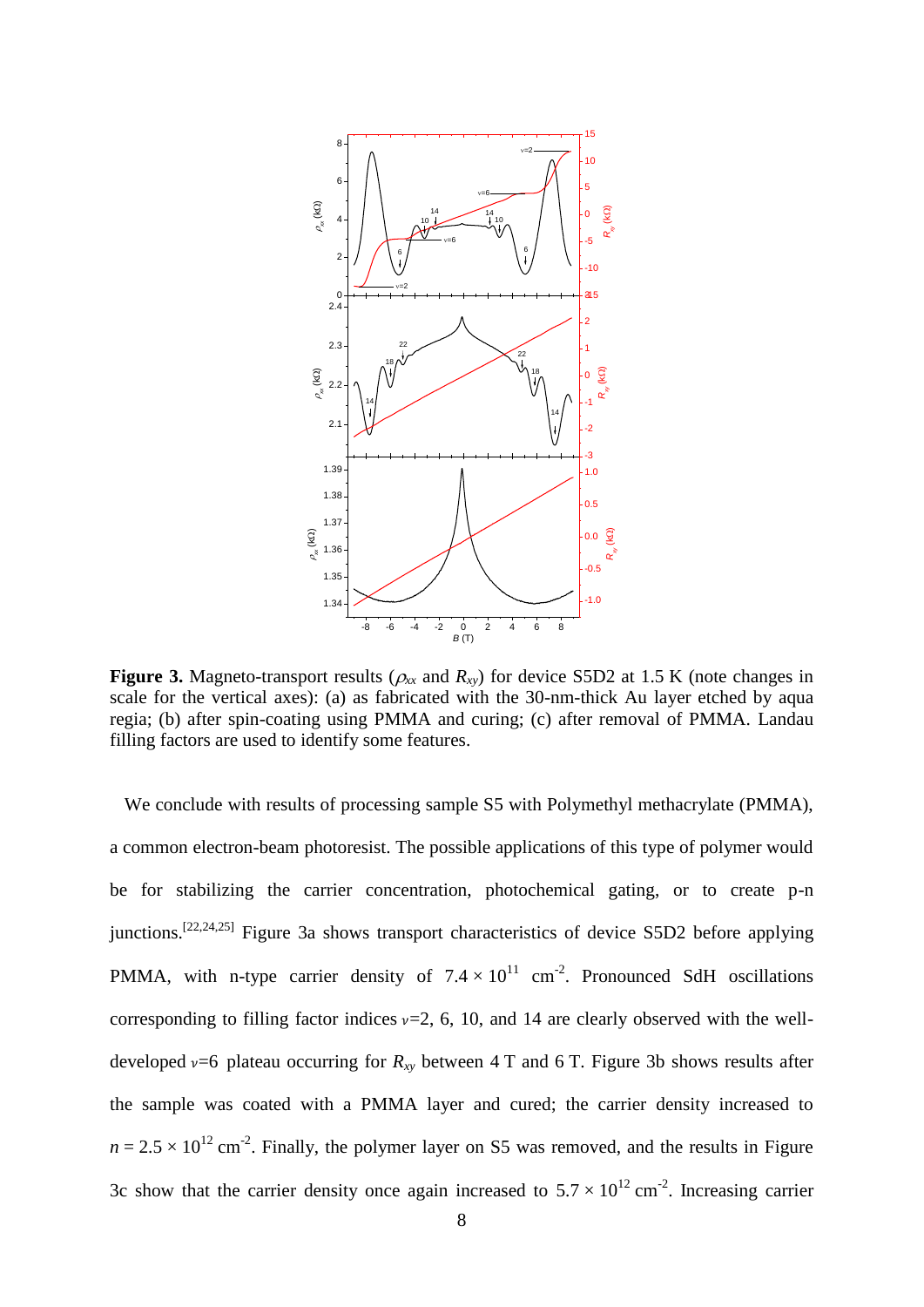**Figure 3.** Magneto-transport results ($\rho_{xx}$ and $R_{xy}$) for device S5D2 at 1.5 K (note changes in scale for the vertical axes): (a) as fabricated with the 30-nm-thick Au layer etched by aqua regia; (b) after spin-coating using PMMA and curing; (c) after removal of PMMA. Landau filling factors are used to identify some features.

We conclude with results of processing sample S5 with Polymethyl methacrylate (PMMA), a common electron-beam photoresist. The possible applications of this type of polymer would be for stabilizing the carrier concentration, photochemical gating, or to create p-n junctions.[22,24,25] Figure 3a shows transport characteristics of device S5D2 before applying PMMA, with n-type carrier density of $7.4 \times 10^{11}$ cm$^{-2}$. Pronounced SdH oscillations corresponding to filling factor indices $\nu$=2, 6, 10, and 14 are clearly observed with the well-developed $\nu$=6 plateau occurring for $R_{xy}$ between 4 T and 6 T. Figure 3b shows results after the sample was coated with a PMMA layer and cured; the carrier density increased to $n = 2.5 \times 10^{12}$ cm$^{-2}$. Finally, the polymer layer on S5 was removed, and the results in Figure 3c show that the carrier density once again increased to $5.7 \times 10^{12}$ cm$^{-2}$. Increasing carrier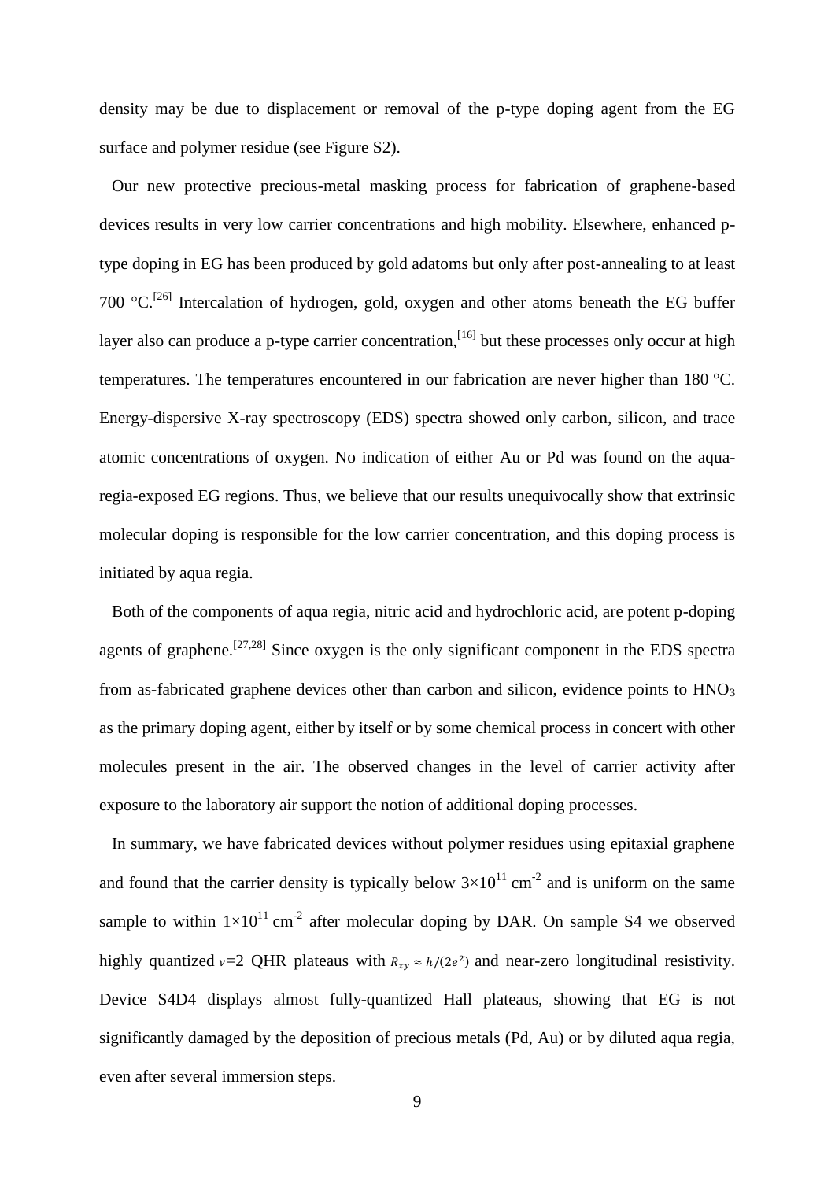density may be due to displacement or removal of the p-type doping agent from the EG surface and polymer residue (see Figure S2).

Our new protective precious-metal masking process for fabrication of graphene-based devices results in very low carrier concentrations and high mobility. Elsewhere, enhanced p-type doping in EG has been produced by gold adatoms but only after post-annealing to at least 700 °C.[26] Intercalation of hydrogen, gold, oxygen and other atoms beneath the EG buffer layer also can produce a p-type carrier concentration,[16] but these processes only occur at high temperatures. The temperatures encountered in our fabrication are never higher than 180 °C. Energy-dispersive X-ray spectroscopy (EDS) spectra showed only carbon, silicon, and trace atomic concentrations of oxygen. No indication of either Au or Pd was found on the aqua-regia-exposed EG regions. Thus, we believe that our results unequivocally show that extrinsic molecular doping is responsible for the low carrier concentration, and this doping process is initiated by aqua regia.

Both of the components of aqua regia, nitric acid and hydrochloric acid, are potent p-doping agents of graphene.[27,28] Since oxygen is the only significant component in the EDS spectra from as-fabricated graphene devices other than carbon and silicon, evidence points to $HNO_3$ as the primary doping agent, either by itself or by some chemical process in concert with other molecules present in the air. The observed changes in the level of carrier activity after exposure to the laboratory air support the notion of additional doping processes.

In summary, we have fabricated devices without polymer residues using epitaxial graphene and found that the carrier density is typically below $3\times10^{11}$ cm$^{-2}$ and is uniform on the same sample to within $1\times10^{11}$ cm$^{-2}$ after molecular doping by DAR. On sample S4 we observed highly quantized $\nu=2$ QHR plateaus with $R_{xy} \approx h/(2e^2)$ and near-zero longitudinal resistivity. Device S4D4 displays almost fully-quantized Hall plateaus, showing that EG is not significantly damaged by the deposition of precious metals (Pd, Au) or by diluted aqua regia, even after several immersion steps.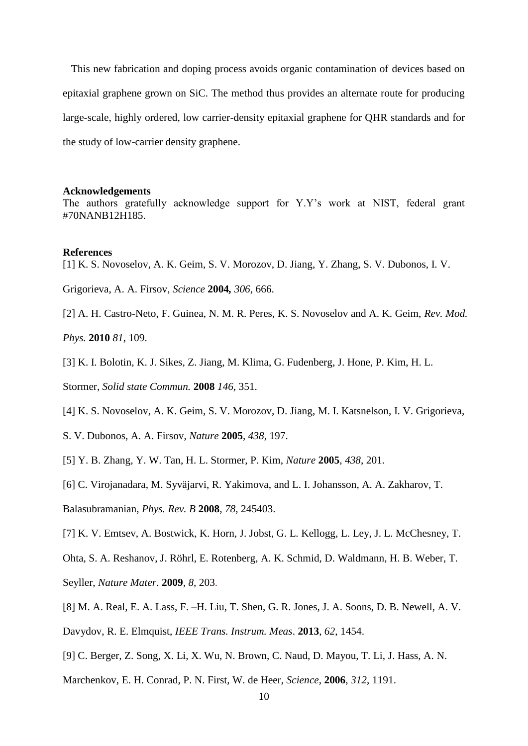This new fabrication and doping process avoids organic contamination of devices based on epitaxial graphene grown on SiC. The method thus provides an alternate route for producing large-scale, highly ordered, low carrier-density epitaxial graphene for QHR standards and for the study of low-carrier density graphene.

**Acknowledgements**

The authors gratefully acknowledge support for Y.Y's work at NIST, federal grant #70NANB12H185.

**References**

[1] K. S. Novoselov, A. K. Geim, S. V. Morozov, D. Jiang, Y. Zhang, S. V. Dubonos, I. V. Grigorieva, A. A. Firsov, *Science* **2004,** *306*, 666.

[2] A. H. Castro-Neto, F. Guinea, N. M. R. Peres, K. S. Novoselov and A. K. Geim, *Rev. Mod. Phys.* **2010** *81*, 109.

[3] K. I. Bolotin, K. J. Sikes, Z. Jiang, M. Klima, G. Fudenberg, J. Hone, P. Kim, H. L. Stormer, *Solid state Commun.* **2008** *146*, 351.

[4] K. S. Novoselov, A. K. Geim, S. V. Morozov, D. Jiang, M. I. Katsnelson, I. V. Grigorieva, S. V. Dubonos, A. A. Firsov, *Nature* **2005**, *438*, 197.

[5] Y. B. Zhang, Y. W. Tan, H. L. Stormer, P. Kim, *Nature* **2005**, *438*, 201.

[6] C. Virojanadara, M. Syväjarvi, R. Yakimova, and L. I. Johansson, A. A. Zakharov, T. Balasubramanian, *Phys. Rev. B* **2008**, *78*, 245403.

[7] K. V. Emtsev, A. Bostwick, K. Horn, J. Jobst, G. L. Kellogg, L. Ley, J. L. McChesney, T. Ohta, S. A. Reshanov, J. Röhrl, E. Rotenberg, A. K. Schmid, D. Waldmann, H. B. Weber, T. Seyller, *Nature Mater*. **2009**, *8*, 203.

[8] M. A. Real, E. A. Lass, F. –H. Liu, T. Shen, G. R. Jones, J. A. Soons, D. B. Newell, A. V. Davydov, R. E. Elmquist, *IEEE Trans. Instrum. Meas*. **2013**, *62*, 1454.

[9] C. Berger, Z. Song, X. Li, X. Wu, N. Brown, C. Naud, D. Mayou, T. Li, J. Hass, A. N. Marchenkov, E. H. Conrad, P. N. First, W. de Heer, *Science*, **2006**, *312*, 1191.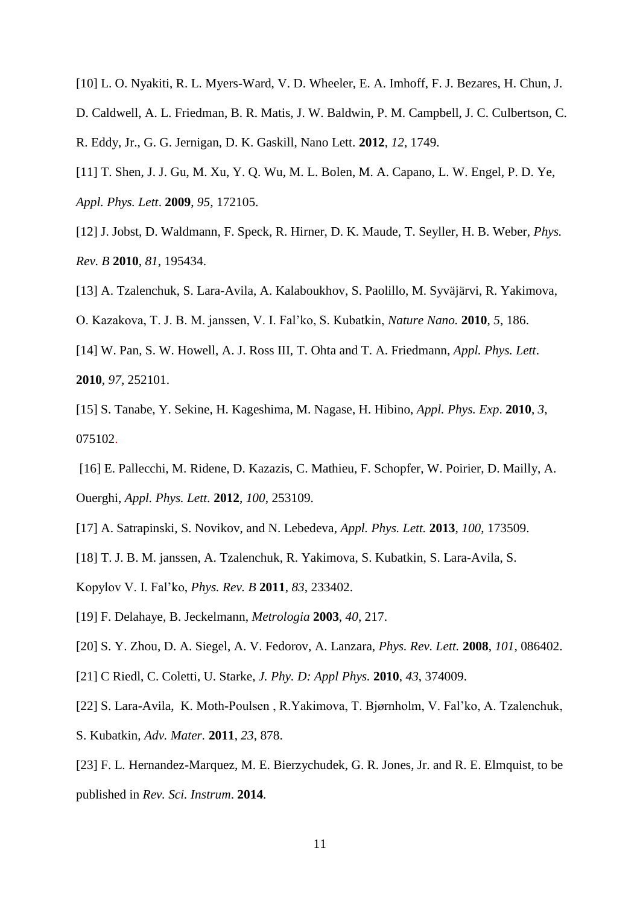[10] L. O. Nyakiti, R. L. Myers-Ward, V. D. Wheeler, E. A. Imhoff, F. J. Bezares, H. Chun, J. D. Caldwell, A. L. Friedman, B. R. Matis, J. W. Baldwin, P. M. Campbell, J. C. Culbertson, C. R. Eddy, Jr., G. G. Jernigan, D. K. Gaskill, Nano Lett. **2012**, *12*, 1749.

[11] T. Shen, J. J. Gu, M. Xu, Y. Q. Wu, M. L. Bolen, M. A. Capano, L. W. Engel, P. D. Ye, *Appl. Phys. Lett*. **2009**, *95*, 172105.

[12] J. Jobst, D. Waldmann, F. Speck, R. Hirner, D. K. Maude, T. Seyller, H. B. Weber, *Phys. Rev. B* **2010**, *81*, 195434.

[13] A. Tzalenchuk, S. Lara-Avila, A. Kalaboukhov, S. Paolillo, M. Syväjärvi, R. Yakimova, O. Kazakova, T. J. B. M. janssen, V. I. Fal'ko, S. Kubatkin, *Nature Nano.* **2010**, *5*, 186.

[14] W. Pan, S. W. Howell, A. J. Ross III, T. Ohta and T. A. Friedmann, *Appl. Phys. Lett*. **2010**, *97*, 252101.

[15] S. Tanabe, Y. Sekine, H. Kageshima, M. Nagase, H. Hibino, *Appl. Phys. Exp*. **2010**, *3*, 075102.

[16] E. Pallecchi, M. Ridene, D. Kazazis, C. Mathieu, F. Schopfer, W. Poirier, D. Mailly, A. Ouerghi, *Appl. Phys. Lett.* **2012**, *100*, 253109.

[17] A. Satrapinski, S. Novikov, and N. Lebedeva, *Appl. Phys. Lett.* **2013**, *100*, 173509.

[18] T. J. B. M. janssen, A. Tzalenchuk, R. Yakimova, S. Kubatkin, S. Lara-Avila, S. Kopylov V. I. Fal'ko, *Phys. Rev. B* **2011**, *83*, 233402.

[19] F. Delahaye, B. Jeckelmann, *Metrologia* **2003**, *40*, 217.

[20] S. Y. Zhou, D. A. Siegel, A. V. Fedorov, A. Lanzara, *Phys. Rev. Lett.* **2008**, *101*, 086402.

[21] C Riedl, C. Coletti, U. Starke, *J. Phy. D: Appl Phys.* **2010**, *43*, 374009.

[22] S. Lara-Avila, K. Moth-Poulsen , R.Yakimova, T. Bjørnholm, V. Fal'ko, A. Tzalenchuk, S. Kubatkin, *Adv. Mater.* **2011**, *23*, 878.

[23] F. L. Hernandez-Marquez, M. E. Bierzychudek, G. R. Jones, Jr. and R. E. Elmquist, to be published in *Rev. Sci. Instrum*. **2014**.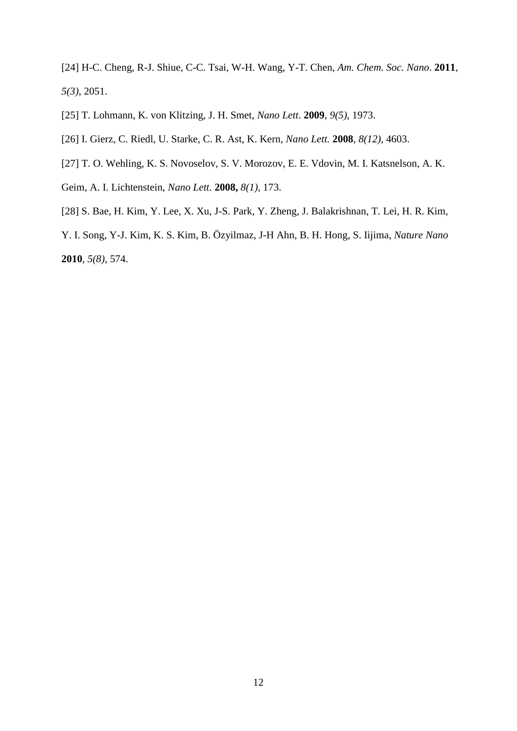[24] H-C. Cheng, R-J. Shiue, C-C. Tsai, W-H. Wang, Y-T. Chen, *Am. Chem. Soc. Nano*. **2011**, *5(3)*, 2051.

[25] T. Lohmann, K. von Klitzing, J. H. Smet, *Nano Lett*. **2009**, *9(5)*, 1973.

[26] I. Gierz, C. Riedl, U. Starke, C. R. Ast, K. Kern, *Nano Lett.* **2008**, *8(12)*, 4603.

[27] T. O. Wehling, K. S. Novoselov, S. V. Morozov, E. E. Vdovin, M. I. Katsnelson, A. K. Geim, A. I. Lichtenstein, *Nano Lett.* **2008,** *8(1)*, 173.

[28] S. Bae, H. Kim, Y. Lee, X. Xu, J-S. Park, Y. Zheng, J. Balakrishnan, T. Lei, H. R. Kim, Y. I. Song, Y-J. Kim, K. S. Kim, B. Özyilmaz, J-H Ahn, B. H. Hong, S. Iijima, *Nature Nano* **2010**, *5(8)*, 574.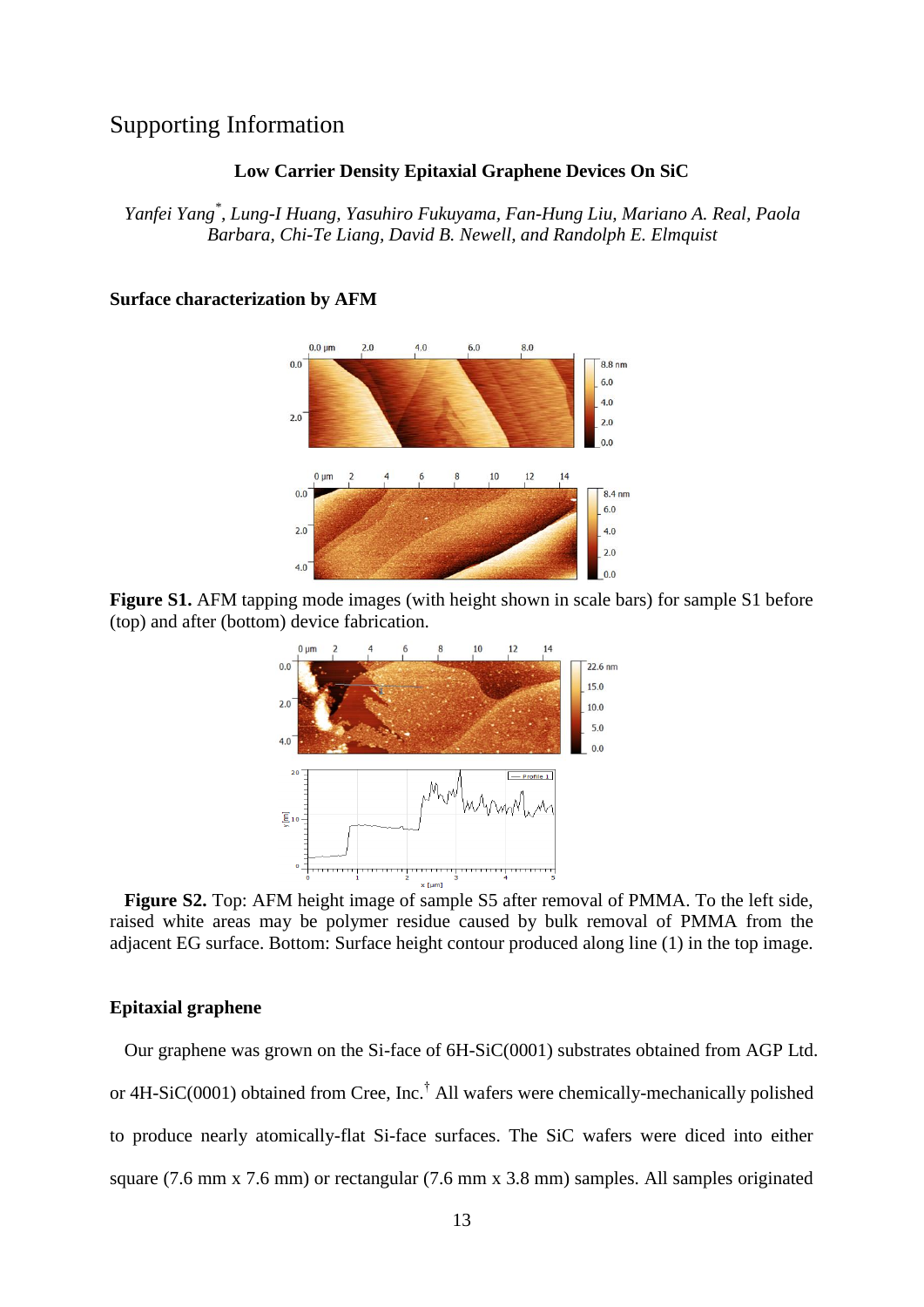# Supporting Information

**Low Carrier Density Epitaxial Graphene Devices On SiC**

*Yanfei Yang*[*]*, Lung-I Huang, Yasuhiro Fukuyama, Fan-Hung Liu, Mariano A. Real, Paola Barbara, Chi-Te Liang, David B. Newell, and Randolph E. Elmquist*

**Surface characterization by AFM**

**Figure S1.** AFM tapping mode images (with height shown in scale bars) for sample S1 before (top) and after (bottom) device fabrication.

**Figure S2.** Top: AFM height image of sample S5 after removal of PMMA. To the left side, raised white areas may be polymer residue caused by bulk removal of PMMA from the adjacent EG surface. Bottom: Surface height contour produced along line (1) in the top image.

**Epitaxial graphene**

Our graphene was grown on the Si-face of 6H-SiC(0001) substrates obtained from AGP Ltd. or 4H-SiC(0001) obtained from Cree, Inc.[†] All wafers were chemically-mechanically polished to produce nearly atomically-flat Si-face surfaces. The SiC wafers were diced into either square (7.6 mm x 7.6 mm) or rectangular (7.6 mm x 3.8 mm) samples. All samples originated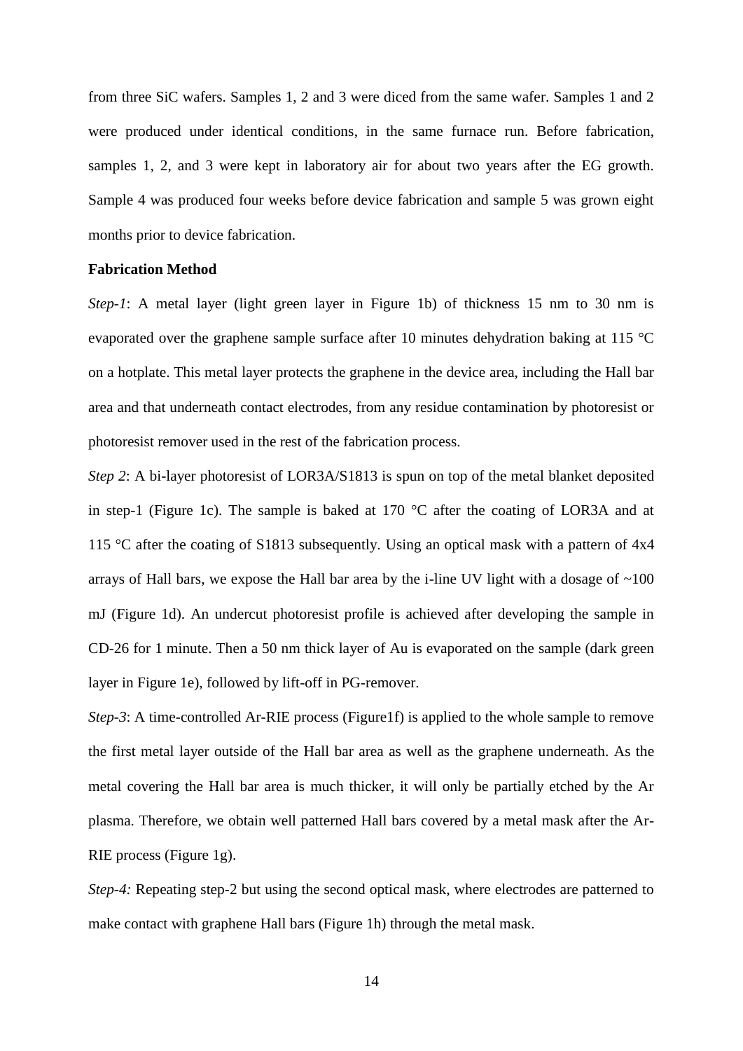from three SiC wafers. Samples 1, 2 and 3 were diced from the same wafer. Samples 1 and 2 were produced under identical conditions, in the same furnace run. Before fabrication, samples 1, 2, and 3 were kept in laboratory air for about two years after the EG growth. Sample 4 was produced four weeks before device fabrication and sample 5 was grown eight months prior to device fabrication.

**Fabrication Method**

*Step-1*: A metal layer (light green layer in Figure 1b) of thickness 15 nm to 30 nm is evaporated over the graphene sample surface after 10 minutes dehydration baking at 115 °C on a hotplate. This metal layer protects the graphene in the device area, including the Hall bar area and that underneath contact electrodes, from any residue contamination by photoresist or photoresist remover used in the rest of the fabrication process.

*Step 2*: A bi-layer photoresist of LOR3A/S1813 is spun on top of the metal blanket deposited in step-1 (Figure 1c). The sample is baked at 170 °C after the coating of LOR3A and at 115 °C after the coating of S1813 subsequently. Using an optical mask with a pattern of 4x4 arrays of Hall bars, we expose the Hall bar area by the i-line UV light with a dosage of ~100 mJ (Figure 1d). An undercut photoresist profile is achieved after developing the sample in CD-26 for 1 minute. Then a 50 nm thick layer of Au is evaporated on the sample (dark green layer in Figure 1e), followed by lift-off in PG-remover.

*Step-3*: A time-controlled Ar-RIE process (Figure1f) is applied to the whole sample to remove the first metal layer outside of the Hall bar area as well as the graphene underneath. As the metal covering the Hall bar area is much thicker, it will only be partially etched by the Ar plasma. Therefore, we obtain well patterned Hall bars covered by a metal mask after the Ar-RIE process (Figure 1g).

*Step-4:* Repeating step-2 but using the second optical mask, where electrodes are patterned to make contact with graphene Hall bars (Figure 1h) through the metal mask.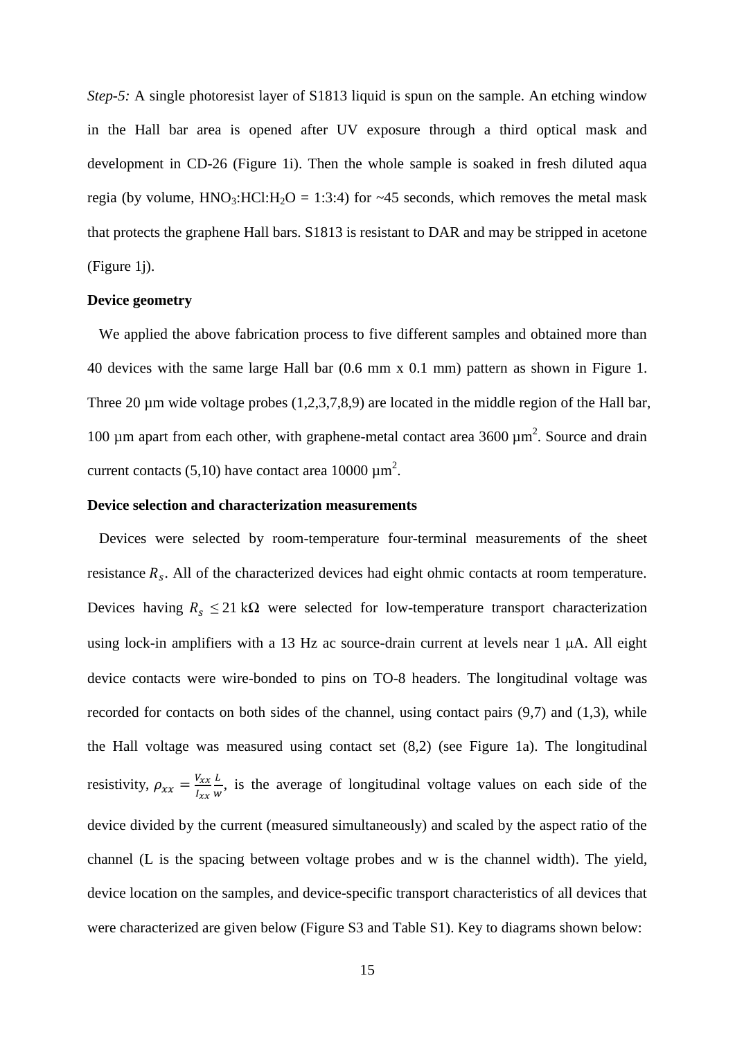*Step-5:* A single photoresist layer of S1813 liquid is spun on the sample. An etching window in the Hall bar area is opened after UV exposure through a third optical mask and development in CD-26 (Figure 1i). Then the whole sample is soaked in fresh diluted aqua regia (by volume, $HNO_3$:HCl:$H_2O$ = 1:3:4) for ~45 seconds, which removes the metal mask that protects the graphene Hall bars. S1813 is resistant to DAR and may be stripped in acetone (Figure 1j).

**Device geometry**

We applied the above fabrication process to five different samples and obtained more than 40 devices with the same large Hall bar (0.6 mm x 0.1 mm) pattern as shown in Figure 1. Three 20 µm wide voltage probes (1,2,3,7,8,9) are located in the middle region of the Hall bar, 100 µm apart from each other, with graphene-metal contact area 3600 $\mu m^2$. Source and drain current contacts (5,10) have contact area 10000 $\mu m^2$.

**Device selection and characterization measurements**

Devices were selected by room-temperature four-terminal measurements of the sheet resistance $R_s$. All of the characterized devices had eight ohmic contacts at room temperature. Devices having $R_s \leq 21$ kΩ were selected for low-temperature transport characterization using lock-in amplifiers with a 13 Hz ac source-drain current at levels near 1 µA. All eight device contacts were wire-bonded to pins on TO-8 headers. The longitudinal voltage was recorded for contacts on both sides of the channel, using contact pairs (9,7) and (1,3), while the Hall voltage was measured using contact set (8,2) (see Figure 1a). The longitudinal resistivity, $\rho_{xx} = \frac{V_{xx}}{I_{xx}} \frac{L}{w}$, is the average of longitudinal voltage values on each side of the device divided by the current (measured simultaneously) and scaled by the aspect ratio of the channel (L is the spacing between voltage probes and w is the channel width). The yield, device location on the samples, and device-specific transport characteristics of all devices that were characterized are given below (Figure S3 and Table S1). Key to diagrams shown below: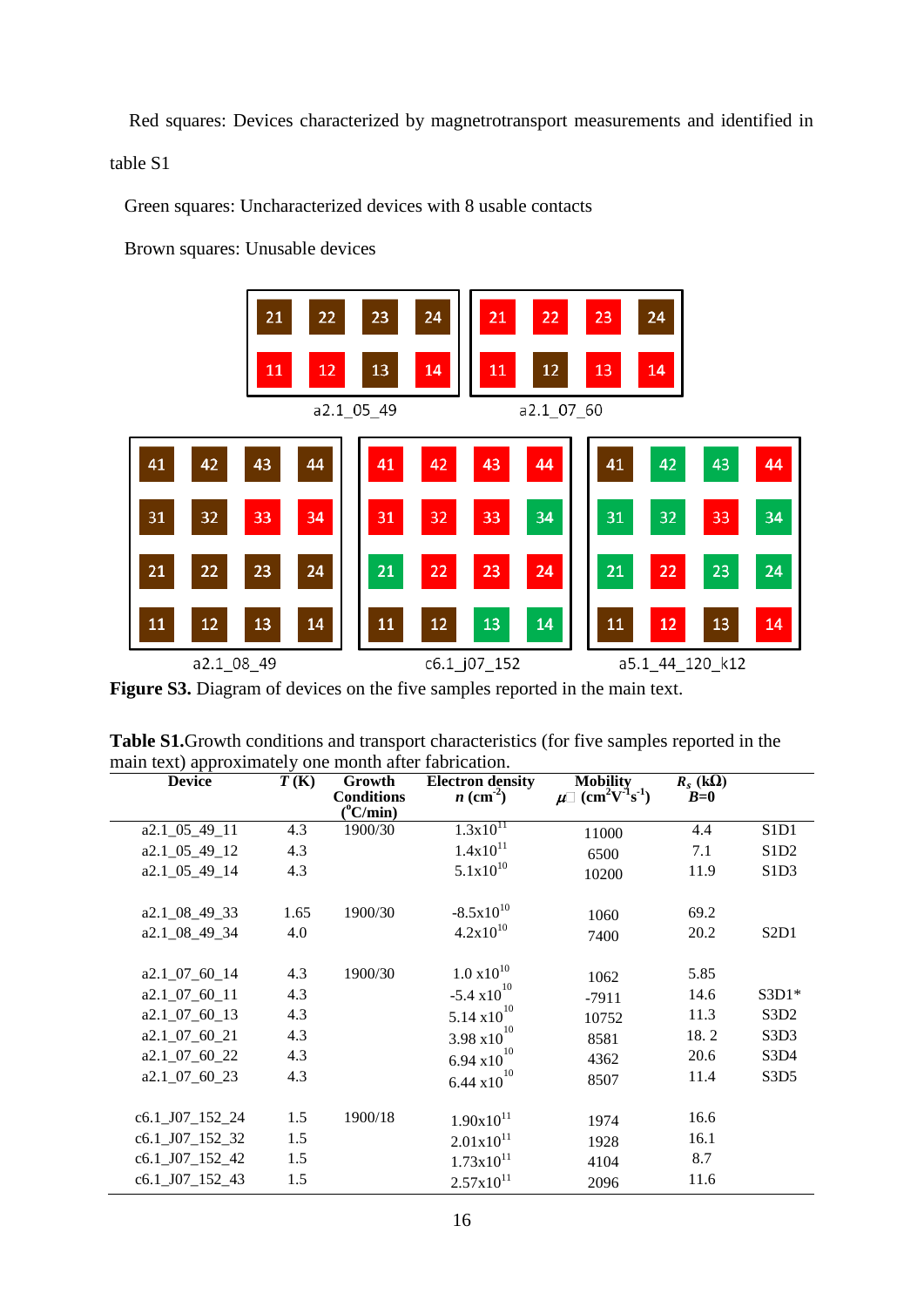Red squares: Devices characterized by magnetrotransport measurements and identified in table S1

Green squares: Uncharacterized devices with 8 usable contacts

Brown squares: Unusable devices

**Figure S3.** Diagram of devices on the five samples reported in the main text.

**Table S1.**Growth conditions and transport characteristics (for five samples reported in the main text) approximately one month after fabrication.

| Device | *T* (K) | Growth Conditions (°C/min) | Electron density *n* ($cm^{-2}$) | Mobility $\mu$ ($cm^2V^{-1}s^{-1}$) | $R_s$ (kΩ) *B*=0 | |
|---|---|---|---|---|---|---|
| a2.1_05_49_11 | 4.3 | 1900/30 | $1.3\times10^{11}$ | 11000 | 4.4 | S1D1 |
| a2.1_05_49_12 | 4.3 | | $1.4\times10^{11}$ | 6500 | 7.1 | S1D2 |
| a2.1_05_49_14 | 4.3 | | $5.1\times10^{10}$ | 10200 | 11.9 | S1D3 |
| a2.1_08_49_33 | 1.65 | 1900/30 | $-8.5\times10^{10}$ | 1060 | 69.2 | |
| a2.1_08_49_34 | 4.0 | | $4.2\times10^{10}$ | 7400 | 20.2 | S2D1 |
| a2.1_07_60_14 | 4.3 | 1900/30 | $1.0\times10^{10}$ | 1062 | 5.85 | |
| a2.1_07_60_11 | 4.3 | | $-5.4\times10^{10}$ | -7911 | 14.6 | S3D1* |
| a2.1_07_60_13 | 4.3 | | $5.14\times10^{10}$ | 10752 | 11.3 | S3D2 |
| a2.1_07_60_21 | 4.3 | | $3.98\times10^{10}$ | 8581 | 18. 2 | S3D3 |
| a2.1_07_60_22 | 4.3 | | $6.94\times10^{10}$ | 4362 | 20.6 | S3D4 |
| a2.1_07_60_23 | 4.3 | | $6.44\times10^{10}$ | 8507 | 11.4 | S3D5 |
| c6.1_J07_152_24 | 1.5 | 1900/18 | $1.90\times10^{11}$ | 1974 | 16.6 | |
| c6.1_J07_152_32 | 1.5 | | $2.01\times10^{11}$ | 1928 | 16.1 | |
| c6.1_J07_152_42 | 1.5 | | $1.73\times10^{11}$ | 4104 | 8.7 | |
| c6.1_J07_152_43 | 1.5 | | $2.57\times10^{11}$ | 2096 | 11.6 | |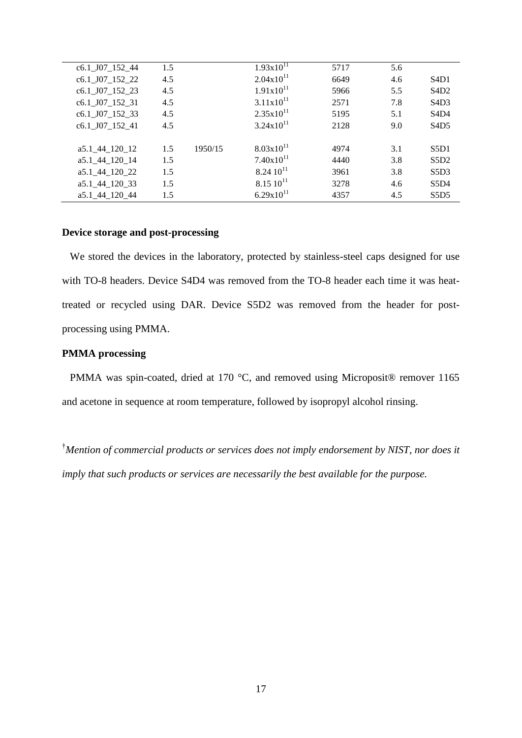| | | | | | | |
|---|---|---|---|---|---|---|
| c6.1_J07_152_44 | 1.5 | | $1.93x10^{11}$ | 5717 | 5.6 | |
| c6.1_J07_152_22 | 4.5 | | $2.04x10^{11}$ | 6649 | 4.6 | S4D1 |
| c6.1_J07_152_23 | 4.5 | | $1.91x10^{11}$ | 5966 | 5.5 | S4D2 |
| c6.1_J07_152_31 | 4.5 | | $3.11x10^{11}$ | 2571 | 7.8 | S4D3 |
| c6.1_J07_152_33 | 4.5 | | $2.35x10^{11}$ | 5195 | 5.1 | S4D4 |
| c6.1_J07_152_41 | 4.5 | | $3.24x10^{11}$ | 2128 | 9.0 | S4D5 |
| | | | | | | |
| a5.1_44_120_12 | 1.5 | 1950/15 | $8.03x10^{11}$ | 4974 | 3.1 | S5D1 |
| a5.1_44_120_14 | 1.5 | | $7.40x10^{11}$ | 4440 | 3.8 | S5D2 |
| a5.1_44_120_22 | 1.5 | | $8.24\ 10^{11}$ | 3961 | 3.8 | S5D3 |
| a5.1_44_120_33 | 1.5 | | $8.15\ 10^{11}$ | 3278 | 4.6 | S5D4 |
| a5.1_44_120_44 | 1.5 | | $6.29x10^{11}$ | 4357 | 4.5 | S5D5 |

**Device storage and post-processing**

We stored the devices in the laboratory, protected by stainless-steel caps designed for use with TO-8 headers. Device S4D4 was removed from the TO-8 header each time it was heat-treated or recycled using DAR. Device S5D2 was removed from the header for post-processing using PMMA.

**PMMA processing**

PMMA was spin-coated, dried at 170 °C, and removed using Microposit® remover 1165 and acetone in sequence at room temperature, followed by isopropyl alcohol rinsing.

†*Mention of commercial products or services does not imply endorsement by NIST, nor does it imply that such products or services are necessarily the best available for the purpose.*